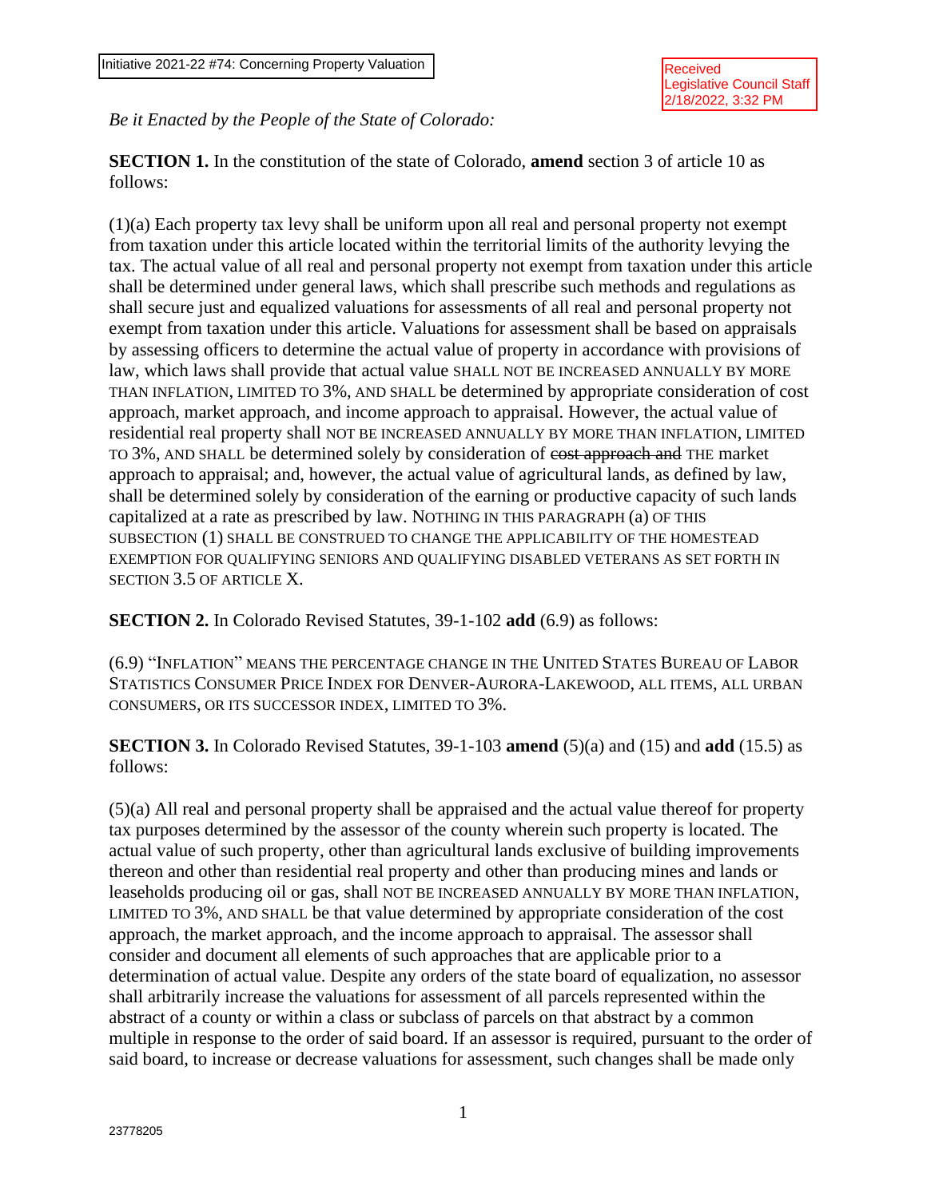Initiative 2021-22 #74: Concerning Property Valuation

Received
Legislative Council Staff
2/18/2022, 3:32 PM

*Be it Enacted by the People of the State of Colorado:*

**SECTION 1.** In the constitution of the state of Colorado, **amend** section 3 of article 10 as follows:

(1)(a) Each property tax levy shall be uniform upon all real and personal property not exempt from taxation under this article located within the territorial limits of the authority levying the tax. The actual value of all real and personal property not exempt from taxation under this article shall be determined under general laws, which shall prescribe such methods and regulations as shall secure just and equalized valuations for assessments of all real and personal property not exempt from taxation under this article. Valuations for assessment shall be based on appraisals by assessing officers to determine the actual value of property in accordance with provisions of law, which laws shall provide that actual value SHALL NOT BE INCREASED ANNUALLY BY MORE THAN INFLATION, LIMITED TO 3%, AND SHALL be determined by appropriate consideration of cost approach, market approach, and income approach to appraisal. However, the actual value of residential real property shall NOT BE INCREASED ANNUALLY BY MORE THAN INFLATION, LIMITED TO 3%, AND SHALL be determined solely by consideration of ~~cost approach and~~ THE market approach to appraisal; and, however, the actual value of agricultural lands, as defined by law, shall be determined solely by consideration of the earning or productive capacity of such lands capitalized at a rate as prescribed by law. NOTHING IN THIS PARAGRAPH (a) OF THIS SUBSECTION (1) SHALL BE CONSTRUED TO CHANGE THE APPLICABILITY OF THE HOMESTEAD EXEMPTION FOR QUALIFYING SENIORS AND QUALIFYING DISABLED VETERANS AS SET FORTH IN SECTION 3.5 OF ARTICLE X.

**SECTION 2.** In Colorado Revised Statutes, 39-1-102 **add** (6.9) as follows:

(6.9) "INFLATION" MEANS THE PERCENTAGE CHANGE IN THE UNITED STATES BUREAU OF LABOR STATISTICS CONSUMER PRICE INDEX FOR DENVER-AURORA-LAKEWOOD, ALL ITEMS, ALL URBAN CONSUMERS, OR ITS SUCCESSOR INDEX, LIMITED TO 3%.

**SECTION 3.** In Colorado Revised Statutes, 39-1-103 **amend** (5)(a) and (15) and **add** (15.5) as follows:

(5)(a) All real and personal property shall be appraised and the actual value thereof for property tax purposes determined by the assessor of the county wherein such property is located. The actual value of such property, other than agricultural lands exclusive of building improvements thereon and other than residential real property and other than producing mines and lands or leaseholds producing oil or gas, shall NOT BE INCREASED ANNUALLY BY MORE THAN INFLATION, LIMITED TO 3%, AND SHALL be that value determined by appropriate consideration of the cost approach, the market approach, and the income approach to appraisal. The assessor shall consider and document all elements of such approaches that are applicable prior to a determination of actual value. Despite any orders of the state board of equalization, no assessor shall arbitrarily increase the valuations for assessment of all parcels represented within the abstract of a county or within a class or subclass of parcels on that abstract by a common multiple in response to the order of said board. If an assessor is required, pursuant to the order of said board, to increase or decrease valuations for assessment, such changes shall be made only

23778205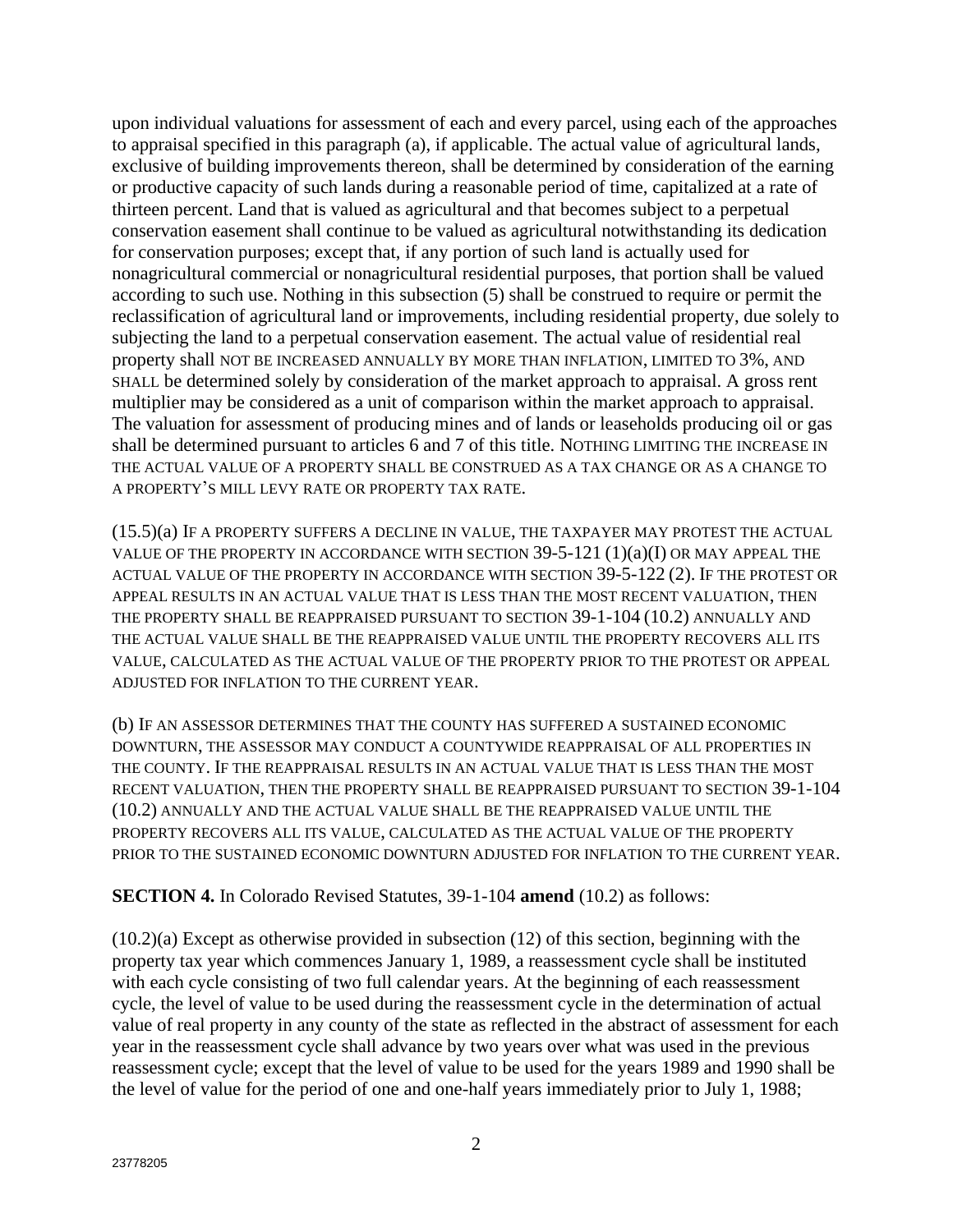upon individual valuations for assessment of each and every parcel, using each of the approaches to appraisal specified in this paragraph (a), if applicable. The actual value of agricultural lands, exclusive of building improvements thereon, shall be determined by consideration of the earning or productive capacity of such lands during a reasonable period of time, capitalized at a rate of thirteen percent. Land that is valued as agricultural and that becomes subject to a perpetual conservation easement shall continue to be valued as agricultural notwithstanding its dedication for conservation purposes; except that, if any portion of such land is actually used for nonagricultural commercial or nonagricultural residential purposes, that portion shall be valued according to such use. Nothing in this subsection (5) shall be construed to require or permit the reclassification of agricultural land or improvements, including residential property, due solely to subjecting the land to a perpetual conservation easement. The actual value of residential real property shall NOT BE INCREASED ANNUALLY BY MORE THAN INFLATION, LIMITED TO 3%, AND SHALL be determined solely by consideration of the market approach to appraisal. A gross rent multiplier may be considered as a unit of comparison within the market approach to appraisal. The valuation for assessment of producing mines and of lands or leaseholds producing oil or gas shall be determined pursuant to articles 6 and 7 of this title. NOTHING LIMITING THE INCREASE IN THE ACTUAL VALUE OF A PROPERTY SHALL BE CONSTRUED AS A TAX CHANGE OR AS A CHANGE TO A PROPERTY'S MILL LEVY RATE OR PROPERTY TAX RATE.

(15.5)(a) IF A PROPERTY SUFFERS A DECLINE IN VALUE, THE TAXPAYER MAY PROTEST THE ACTUAL VALUE OF THE PROPERTY IN ACCORDANCE WITH SECTION 39-5-121 (1)(a)(I) OR MAY APPEAL THE ACTUAL VALUE OF THE PROPERTY IN ACCORDANCE WITH SECTION 39-5-122 (2). IF THE PROTEST OR APPEAL RESULTS IN AN ACTUAL VALUE THAT IS LESS THAN THE MOST RECENT VALUATION, THEN THE PROPERTY SHALL BE REAPPRAISED PURSUANT TO SECTION 39-1-104 (10.2) ANNUALLY AND THE ACTUAL VALUE SHALL BE THE REAPPRAISED VALUE UNTIL THE PROPERTY RECOVERS ALL ITS VALUE, CALCULATED AS THE ACTUAL VALUE OF THE PROPERTY PRIOR TO THE PROTEST OR APPEAL ADJUSTED FOR INFLATION TO THE CURRENT YEAR.

(b) IF AN ASSESSOR DETERMINES THAT THE COUNTY HAS SUFFERED A SUSTAINED ECONOMIC DOWNTURN, THE ASSESSOR MAY CONDUCT A COUNTYWIDE REAPPRAISAL OF ALL PROPERTIES IN THE COUNTY. IF THE REAPPRAISAL RESULTS IN AN ACTUAL VALUE THAT IS LESS THAN THE MOST RECENT VALUATION, THEN THE PROPERTY SHALL BE REAPPRAISED PURSUANT TO SECTION 39-1-104 (10.2) ANNUALLY AND THE ACTUAL VALUE SHALL BE THE REAPPRAISED VALUE UNTIL THE PROPERTY RECOVERS ALL ITS VALUE, CALCULATED AS THE ACTUAL VALUE OF THE PROPERTY PRIOR TO THE SUSTAINED ECONOMIC DOWNTURN ADJUSTED FOR INFLATION TO THE CURRENT YEAR.

**SECTION 4.** In Colorado Revised Statutes, 39-1-104 **amend** (10.2) as follows:

(10.2)(a) Except as otherwise provided in subsection (12) of this section, beginning with the property tax year which commences January 1, 1989, a reassessment cycle shall be instituted with each cycle consisting of two full calendar years. At the beginning of each reassessment cycle, the level of value to be used during the reassessment cycle in the determination of actual value of real property in any county of the state as reflected in the abstract of assessment for each year in the reassessment cycle shall advance by two years over what was used in the previous reassessment cycle; except that the level of value to be used for the years 1989 and 1990 shall be the level of value for the period of one and one-half years immediately prior to July 1, 1988;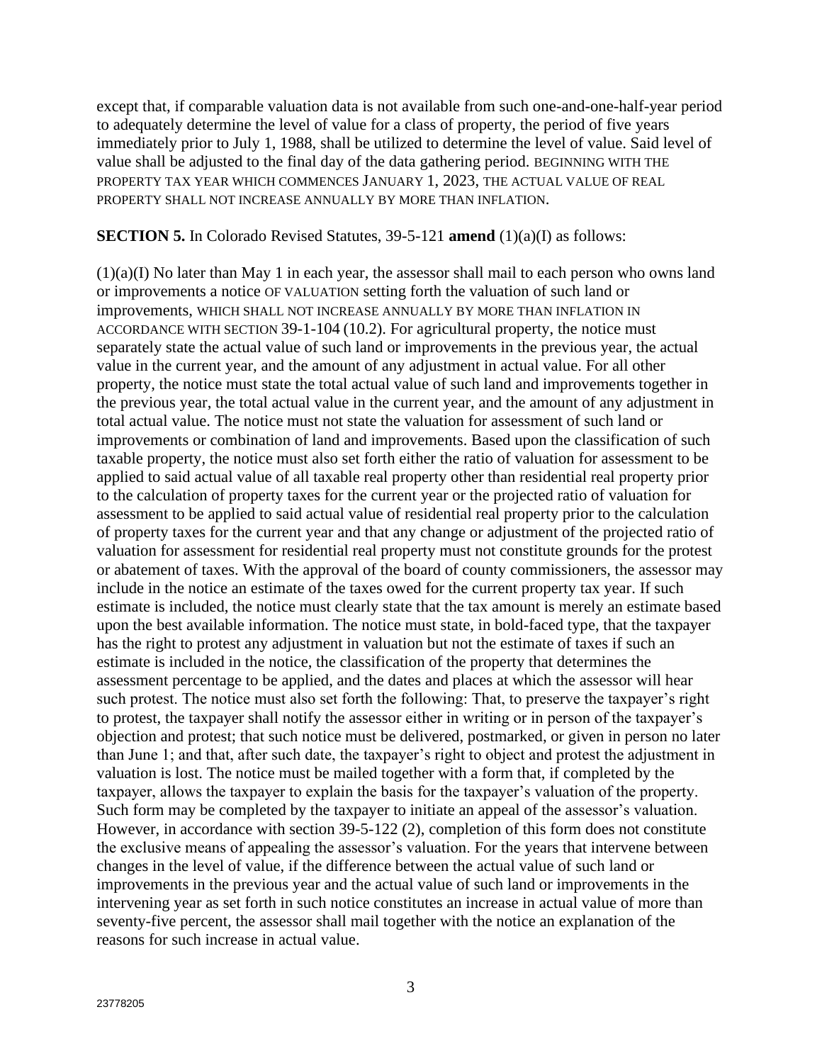except that, if comparable valuation data is not available from such one-and-one-half-year period to adequately determine the level of value for a class of property, the period of five years immediately prior to July 1, 1988, shall be utilized to determine the level of value. Said level of value shall be adjusted to the final day of the data gathering period. BEGINNING WITH THE PROPERTY TAX YEAR WHICH COMMENCES JANUARY 1, 2023, THE ACTUAL VALUE OF REAL PROPERTY SHALL NOT INCREASE ANNUALLY BY MORE THAN INFLATION.

**SECTION 5.** In Colorado Revised Statutes, 39-5-121 **amend** (1)(a)(I) as follows:

(1)(a)(I) No later than May 1 in each year, the assessor shall mail to each person who owns land or improvements a notice OF VALUATION setting forth the valuation of such land or improvements, WHICH SHALL NOT INCREASE ANNUALLY BY MORE THAN INFLATION IN ACCORDANCE WITH SECTION 39-1-104 (10.2). For agricultural property, the notice must separately state the actual value of such land or improvements in the previous year, the actual value in the current year, and the amount of any adjustment in actual value. For all other property, the notice must state the total actual value of such land and improvements together in the previous year, the total actual value in the current year, and the amount of any adjustment in total actual value. The notice must not state the valuation for assessment of such land or improvements or combination of land and improvements. Based upon the classification of such taxable property, the notice must also set forth either the ratio of valuation for assessment to be applied to said actual value of all taxable real property other than residential real property prior to the calculation of property taxes for the current year or the projected ratio of valuation for assessment to be applied to said actual value of residential real property prior to the calculation of property taxes for the current year and that any change or adjustment of the projected ratio of valuation for assessment for residential real property must not constitute grounds for the protest or abatement of taxes. With the approval of the board of county commissioners, the assessor may include in the notice an estimate of the taxes owed for the current property tax year. If such estimate is included, the notice must clearly state that the tax amount is merely an estimate based upon the best available information. The notice must state, in bold-faced type, that the taxpayer has the right to protest any adjustment in valuation but not the estimate of taxes if such an estimate is included in the notice, the classification of the property that determines the assessment percentage to be applied, and the dates and places at which the assessor will hear such protest. The notice must also set forth the following: That, to preserve the taxpayer's right to protest, the taxpayer shall notify the assessor either in writing or in person of the taxpayer's objection and protest; that such notice must be delivered, postmarked, or given in person no later than June 1; and that, after such date, the taxpayer's right to object and protest the adjustment in valuation is lost. The notice must be mailed together with a form that, if completed by the taxpayer, allows the taxpayer to explain the basis for the taxpayer's valuation of the property. Such form may be completed by the taxpayer to initiate an appeal of the assessor's valuation. However, in accordance with section 39-5-122 (2), completion of this form does not constitute the exclusive means of appealing the assessor's valuation. For the years that intervene between changes in the level of value, if the difference between the actual value of such land or improvements in the previous year and the actual value of such land or improvements in the intervening year as set forth in such notice constitutes an increase in actual value of more than seventy-five percent, the assessor shall mail together with the notice an explanation of the reasons for such increase in actual value.

23778205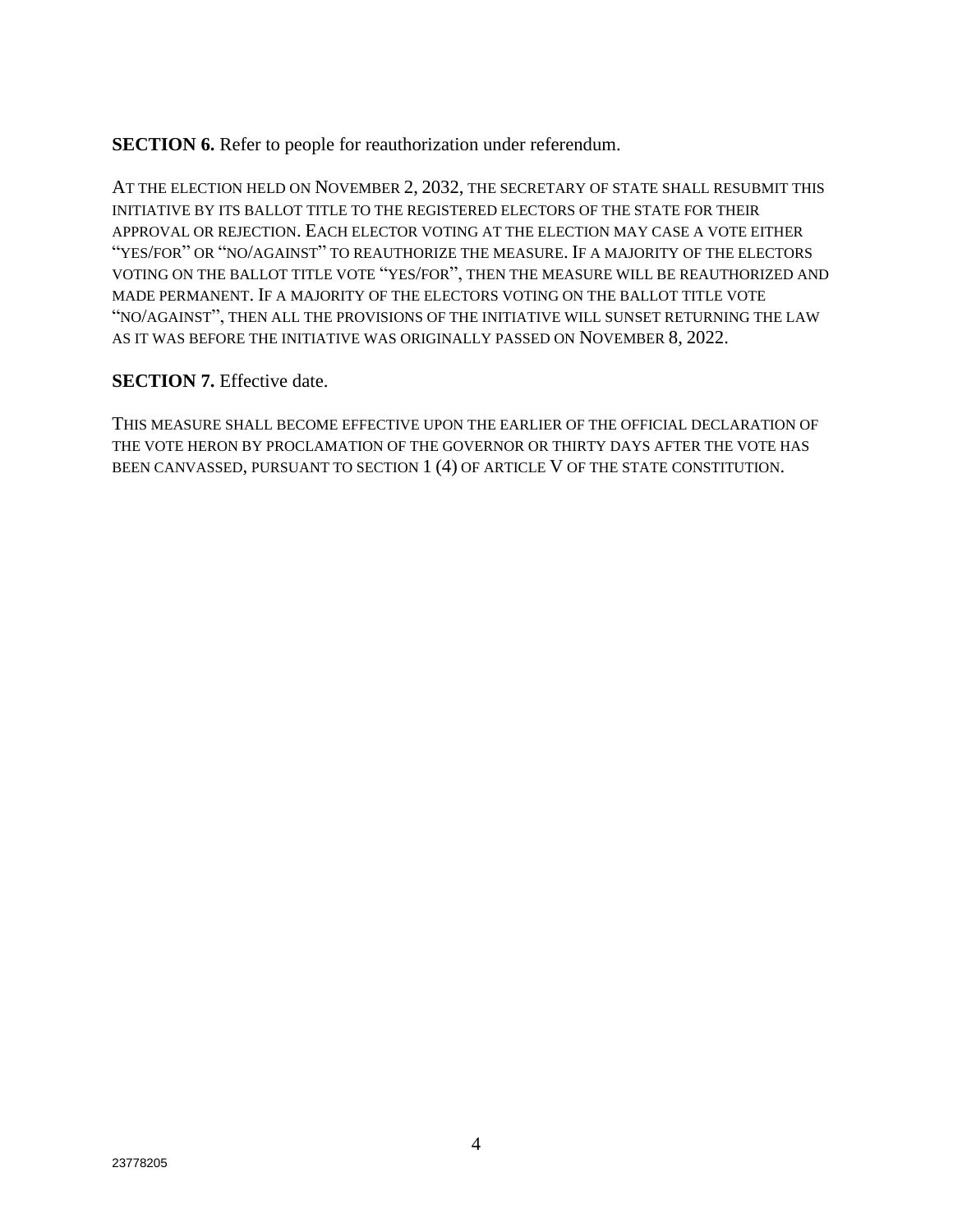**SECTION 6.** Refer to people for reauthorization under referendum.

AT THE ELECTION HELD ON NOVEMBER 2, 2032, THE SECRETARY OF STATE SHALL RESUBMIT THIS INITIATIVE BY ITS BALLOT TITLE TO THE REGISTERED ELECTORS OF THE STATE FOR THEIR APPROVAL OR REJECTION. EACH ELECTOR VOTING AT THE ELECTION MAY CASE A VOTE EITHER "YES/FOR" OR "NO/AGAINST" TO REAUTHORIZE THE MEASURE. IF A MAJORITY OF THE ELECTORS VOTING ON THE BALLOT TITLE VOTE "YES/FOR", THEN THE MEASURE WILL BE REAUTHORIZED AND MADE PERMANENT. IF A MAJORITY OF THE ELECTORS VOTING ON THE BALLOT TITLE VOTE "NO/AGAINST", THEN ALL THE PROVISIONS OF THE INITIATIVE WILL SUNSET RETURNING THE LAW AS IT WAS BEFORE THE INITIATIVE WAS ORIGINALLY PASSED ON NOVEMBER 8, 2022.

**SECTION 7.** Effective date.

THIS MEASURE SHALL BECOME EFFECTIVE UPON THE EARLIER OF THE OFFICIAL DECLARATION OF THE VOTE HERON BY PROCLAMATION OF THE GOVERNOR OR THIRTY DAYS AFTER THE VOTE HAS BEEN CANVASSED, PURSUANT TO SECTION 1 (4) OF ARTICLE V OF THE STATE CONSTITUTION.